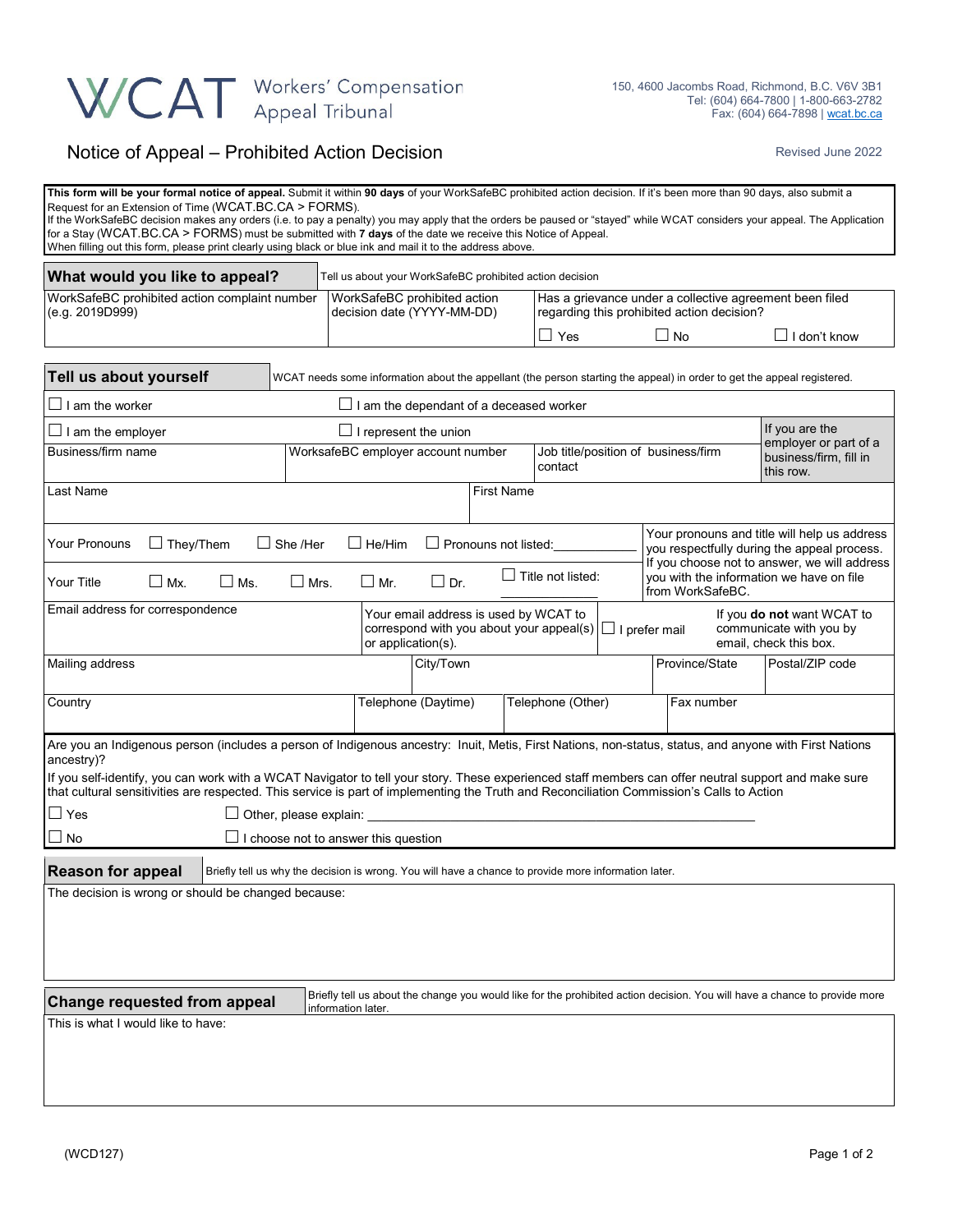# WCAT Workers' Compensation Appeal Tribunal

150, 4600 Jacombs Road, Richmond, B.C. V6V 3B1
Tel: (604) 664-7800 | 1-800-663-2782
Fax: (604) 664-7898 | wcat.bc.ca

## Notice of Appeal – Prohibited Action Decision

Revised June 2022

**This form will be your formal notice of appeal.** Submit it within **90 days** of your WorkSafeBC prohibited action decision. If it's been more than 90 days, also submit a Request for an Extension of Time (WCAT.BC.CA > FORMS).
If the WorkSafeBC decision makes any orders (i.e. to pay a penalty) you may apply that the orders be paused or "stayed" while WCAT considers your appeal. The Application for a Stay (WCAT.BC.CA > FORMS) must be submitted with **7 days** of the date we receive this Notice of Appeal.
When filling out this form, please print clearly using black or blue ink and mail it to the address above.

### What would you like to appeal?

Tell us about your WorkSafeBC prohibited action decision

| WorkSafeBC prohibited action complaint number (e.g. 2019D999) | WorkSafeBC prohibited action decision date (YYYY-MM-DD) | Has a grievance under a collective agreement been filed regarding this prohibited action decision? ☐ Yes ☐ No ☐ I don't know |
|---|---|---|
| | | |

### Tell us about yourself

WCAT needs some information about the appellant (the person starting the appeal) in order to get the appeal registered.

☐ I am the worker ☐ I am the dependant of a deceased worker

☐ I am the employer ☐ I represent the union

| Business/firm name | WorksafeBC employer account number | Job title/position of business/firm contact | If you are the employer or part of a business/firm, fill in this row. |
|---|---|---|---|
| | | | |

| Last Name | First Name |
|---|---|
| | |

Your Pronouns ☐ They/Them ☐ She /Her ☐ He/Him ☐ Pronouns not listed:___________

Your Title ☐ Mx. ☐ Ms. ☐ Mrs. ☐ Mr. ☐ Dr. ☐ Title not listed: ___________

Your pronouns and title will help us address you respectfully during the appeal process. If you choose not to answer, we will address you with the information we have on file from WorkSafeBC.

Email address for correspondence

Your email address is used by WCAT to correspond with you about your appeal(s) or application(s).

☐ I prefer mail — If you **do not** want WCAT to communicate with you by email, check this box.

| Mailing address | City/Town | Province/State | Postal/ZIP code |
|---|---|---|---|
| | | | |

| Country | Telephone (Daytime) | Telephone (Other) | Fax number |
|---|---|---|---|
| | | | |

Are you an Indigenous person (includes a person of Indigenous ancestry: Inuit, Metis, First Nations, non-status, status, and anyone with First Nations ancestry)?

If you self-identify, you can work with a WCAT Navigator to tell your story. These experienced staff members can offer neutral support and make sure that cultural sensitivities are respected. This service is part of implementing the Truth and Reconciliation Commission's Calls to Action

☐ Yes ☐ Other, please explain: ______________________________

☐ No ☐ I choose not to answer this question

### Reason for appeal

Briefly tell us why the decision is wrong. You will have a chance to provide more information later.

The decision is wrong or should be changed because:

### Change requested from appeal

Briefly tell us about the change you would like for the prohibited action decision. You will have a chance to provide more information later.

This is what I would like to have:

(WCD127)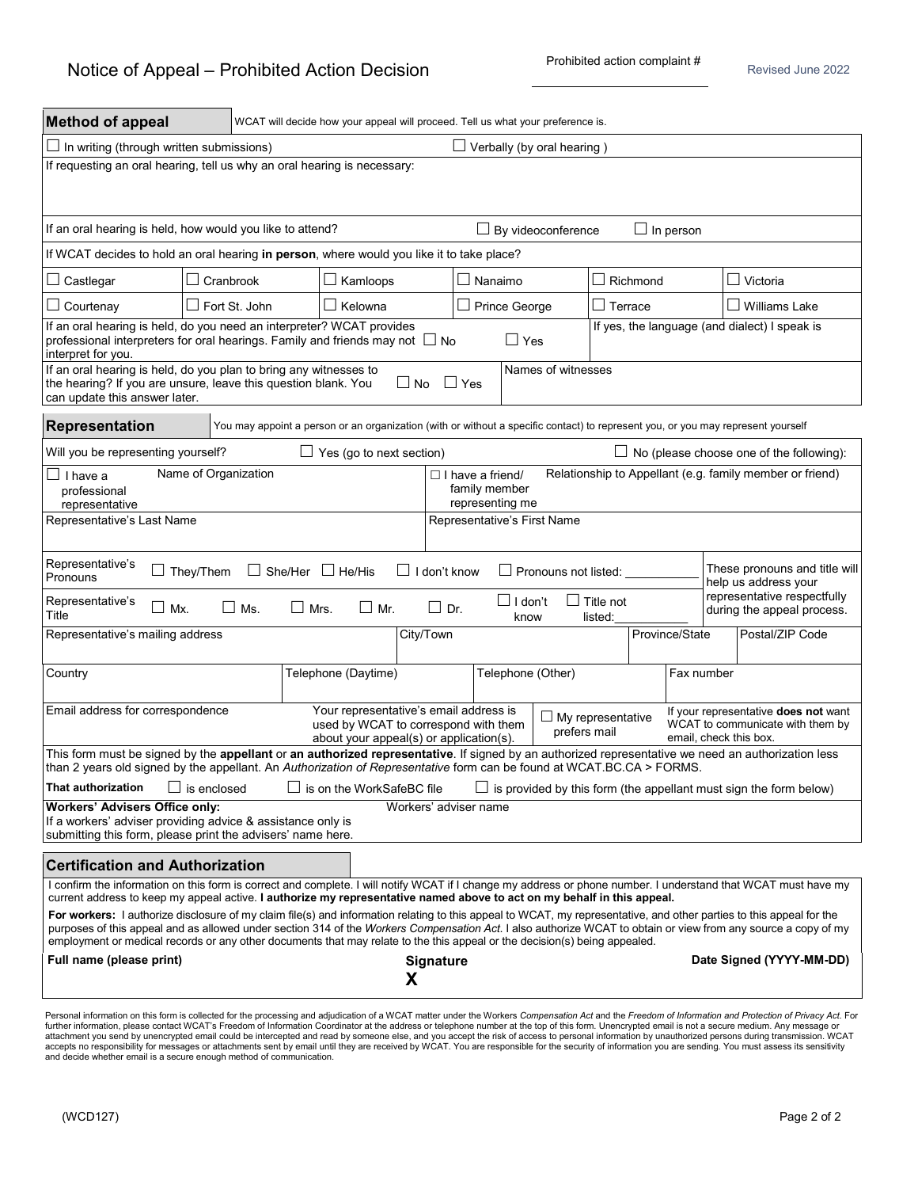# Notice of Appeal – Prohibited Action Decision

Prohibited action complaint # \_\_\_\_\_\_\_\_\_\_\_\_\_\_\_\_

Revised June 2022

## Method of appeal

WCAT will decide how your appeal will proceed. Tell us what your preference is.

☐ In writing (through written submissions) ☐ Verbally (by oral hearing )

If requesting an oral hearing, tell us why an oral hearing is necessary:

If an oral hearing is held, how would you like to attend? ☐ By videoconference ☐ In person

If WCAT decides to hold an oral hearing **in person**, where would you like it to take place?

| | | | | | |
|---|---|---|---|---|---|
| ☐ Castlegar | ☐ Cranbrook | ☐ Kamloops | ☐ Nanaimo | ☐ Richmond | ☐ Victoria |
| ☐ Courtenay | ☐ Fort St. John | ☐ Kelowna | ☐ Prince George | ☐ Terrace | ☐ Williams Lake |

If an oral hearing is held, do you need an interpreter? WCAT provides professional interpreters for oral hearings. Family and friends may not interpret for you. ☐ No ☐ Yes

If yes, the language (and dialect) I speak is

If an oral hearing is held, do you plan to bring any witnesses to the hearing? If you are unsure, leave this question blank. You can update this answer later. ☐ No ☐ Yes

Names of witnesses

## Representation

You may appoint a person or an organization (with or without a specific contact) to represent you, or you may represent yourself

Will you be representing yourself? ☐ Yes (go to next section) ☐ No (please choose one of the following):

☐ I have a professional representative — Name of Organization

☐ I have a friend/ family member representing me — Relationship to Appellant (e.g. family member or friend)

Representative's Last Name

Representative's First Name

Representative's Pronouns ☐ They/Them ☐ She/Her ☐ He/His ☐ I don't know ☐ Pronouns not listed: \_\_\_\_\_\_\_\_\_\_

Representative's Title ☐ Mx. ☐ Ms. ☐ Mrs. ☐ Mr. ☐ Dr. ☐ I don't know ☐ Title not listed:\_\_\_\_\_\_\_\_\_\_

These pronouns and title will help us address your representative respectfully during the appeal process.

| Representative's mailing address | City/Town | Province/State | Postal/ZIP Code |
|---|---|---|---|
| | | | |

| Country | Telephone (Daytime) | Telephone (Other) | Fax number |
|---|---|---|---|
| | | | |

Email address for correspondence

Your representative's email address is used by WCAT to correspond with them about your appeal(s) or application(s).

☐ My representative prefers mail

If your representative **does not** want WCAT to communicate with them by email, check this box.

This form must be signed by the **appellant** or **an authorized representative**. If signed by an authorized representative we need an authorization less than 2 years old signed by the appellant. An *Authorization of Representative* form can be found at WCAT.BC.CA > FORMS.

**That authorization** ☐ is enclosed ☐ is on the WorkSafeBC file ☐ is provided by this form (the appellant must sign the form below)

**Workers' Advisers Office only:**
If a workers' adviser providing advice & assistance only is submitting this form, please print the advisers' name here.

Workers' adviser name

## Certification and Authorization

I confirm the information on this form is correct and complete. I will notify WCAT if I change my address or phone number. I understand that WCAT must have my current address to keep my appeal active. **I authorize my representative named above to act on my behalf in this appeal.**

**For workers:** I authorize disclosure of my claim file(s) and information relating to this appeal to WCAT, my representative, and other parties to this appeal for the purposes of this appeal and as allowed under section 314 of the *Workers Compensation Act*. I also authorize WCAT to obtain or view from any source a copy of my employment or medical records or any other documents that may relate to the this appeal or the decision(s) being appealed.

| Full name (please print) | Signature | Date Signed (YYYY-MM-DD) |
|---|---|---|
| | X | |

Personal information on this form is collected for the processing and adjudication of a WCAT matter under the Workers *Compensation Act* and the *Freedom of Information and Protection of Privacy Act*. For further information, please contact WCAT's Freedom of Information Coordinator at the address or telephone number at the top of this form. Unencrypted email is not a secure medium. Any message or attachment you send by unencrypted email could be intercepted and read by someone else, and you accept the risk of access to personal information by unauthorized persons during transmission. WCAT accepts no responsibility for messages or attachments sent by email until they are received by WCAT. You are responsible for the security of information you are sending. You must assess its sensitivity and decide whether email is a secure enough method of communication.

(WCD127)